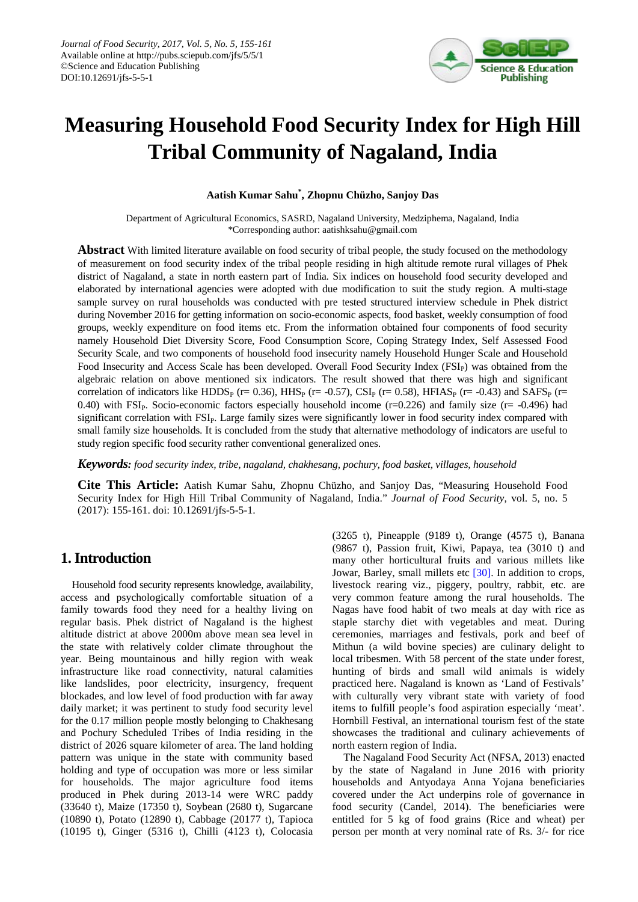# Measuring Household Food Security Index for High Hill Tribal Community of Nagaland, India

**Aatish Kumar Sahu*, Zhopnu Chüzho, Sanjoy Das**

Department of Agricultural Economics, SASRD, Nagaland University, Medziphema, Nagaland, India
*Corresponding author: aatishksahu@gmail.com

**Abstract** With limited literature available on food security of tribal people, the study focused on the methodology of measurement on food security index of the tribal people residing in high altitude remote rural villages of Phek district of Nagaland, a state in north eastern part of India. Six indices on household food security developed and elaborated by international agencies were adopted with due modification to suit the study region. A multi-stage sample survey on rural households was conducted with pre tested structured interview schedule in Phek district during November 2016 for getting information on socio-economic aspects, food basket, weekly consumption of food groups, weekly expenditure on food items etc. From the information obtained four components of food security namely Household Diet Diversity Score, Food Consumption Score, Coping Strategy Index, Self Assessed Food Security Scale, and two components of household food insecurity namely Household Hunger Scale and Household Food Insecurity and Access Scale has been developed. Overall Food Security Index ($FSI_P$) was obtained from the algebraic relation on above mentioned six indicators. The result showed that there was high and significant correlation of indicators like $HDDS_P$ (r= 0.36), $HHS_P$ (r= -0.57), $CSI_P$ (r= 0.58), $HFIAS_P$ (r= -0.43) and $SAFS_P$ (r= 0.40) with $FSI_P$. Socio-economic factors especially household income (r=0.226) and family size (r= -0.496) had significant correlation with $FSI_P$. Large family sizes were significantly lower in food security index compared with small family size households. It is concluded from the study that alternative methodology of indicators are useful to study region specific food security rather conventional generalized ones.

***Keywords:*** *food security index, tribe, nagaland, chakhesang, pochury, food basket, villages, household*

**Cite This Article:** Aatish Kumar Sahu, Zhopnu Chüzho, and Sanjoy Das, "Measuring Household Food Security Index for High Hill Tribal Community of Nagaland, India." *Journal of Food Security*, vol. 5, no. 5 (2017): 155-161. doi: 10.12691/jfs-5-5-1.

## 1. Introduction

Household food security represents knowledge, availability, access and psychologically comfortable situation of a family towards food they need for a healthy living on regular basis. Phek district of Nagaland is the highest altitude district at above 2000m above mean sea level in the state with relatively colder climate throughout the year. Being mountainous and hilly region with weak infrastructure like road connectivity, natural calamities like landslides, poor electricity, insurgency, frequent blockades, and low level of food production with far away daily market; it was pertinent to study food security level for the 0.17 million people mostly belonging to Chakhesang and Pochury Scheduled Tribes of India residing in the district of 2026 square kilometer of area. The land holding pattern was unique in the state with community based holding and type of occupation was more or less similar for households. The major agriculture food items produced in Phek during 2013-14 were WRC paddy (33640 t), Maize (17350 t), Soybean (2680 t), Sugarcane (10890 t), Potato (12890 t), Cabbage (20177 t), Tapioca (10195 t), Ginger (5316 t), Chilli (4123 t), Colocasia (3265 t), Pineapple (9189 t), Orange (4575 t), Banana (9867 t), Passion fruit, Kiwi, Papaya, tea (3010 t) and many other horticultural fruits and various millets like Jowar, Barley, small millets etc [30]. In addition to crops, livestock rearing viz., piggery, poultry, rabbit, etc. are very common feature among the rural households. The Nagas have food habit of two meals at day with rice as staple starchy diet with vegetables and meat. During ceremonies, marriages and festivals, pork and beef of Mithun (a wild bovine species) are culinary delight to local tribesmen. With 58 percent of the state under forest, hunting of birds and small wild animals is widely practiced here. Nagaland is known as 'Land of Festivals' with culturally very vibrant state with variety of food items to fulfill people's food aspiration especially 'meat'. Hornbill Festival, an international tourism fest of the state showcases the traditional and culinary achievements of north eastern region of India.

The Nagaland Food Security Act (NFSA, 2013) enacted by the state of Nagaland in June 2016 with priority households and Antyodaya Anna Yojana beneficiaries covered under the Act underpins role of governance in food security (Candel, 2014). The beneficiaries were entitled for 5 kg of food grains (Rice and wheat) per person per month at very nominal rate of Rs. 3/- for rice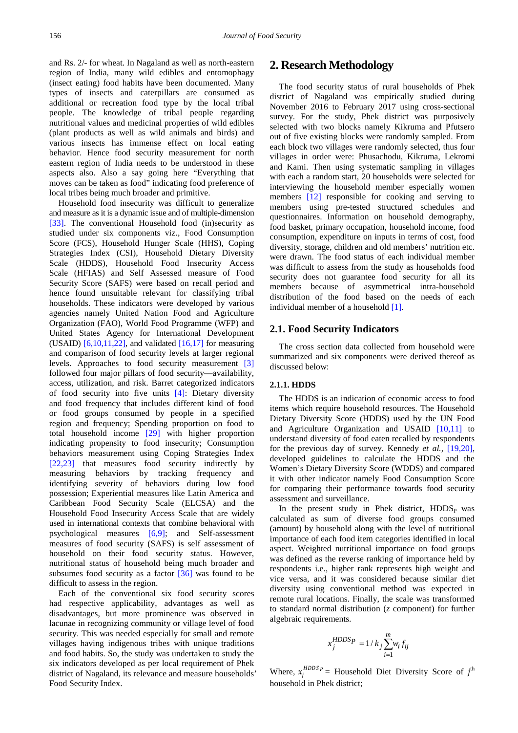and Rs. 2/- for wheat. In Nagaland as well as north-eastern region of India, many wild edibles and entomophagy (insect eating) food habits have been documented. Many types of insects and caterpillars are consumed as additional or recreation food type by the local tribal people. The knowledge of tribal people regarding nutritional values and medicinal properties of wild edibles (plant products as well as wild animals and birds) and various insects has immense effect on local eating behavior. Hence food security measurement for north eastern region of India needs to be understood in these aspects also. Also a say going here "Everything that moves can be taken as food" indicating food preference of local tribes being much broader and primitive.

Household food insecurity was difficult to generalize and measure as it is a dynamic issue and of multiple-dimension [33]. The conventional Household food (in)security as studied under six components viz., Food Consumption Score (FCS), Household Hunger Scale (HHS), Coping Strategies Index (CSI), Household Dietary Diversity Scale (HDDS), Household Food Insecurity Access Scale (HFIAS) and Self Assessed measure of Food Security Score (SAFS) were based on recall period and hence found unsuitable relevant for classifying tribal households. These indicators were developed by various agencies namely United Nation Food and Agriculture Organization (FAO), World Food Programme (WFP) and United States Agency for International Development (USAID) [6,10,11,22], and validated [16,17] for measuring and comparison of food security levels at larger regional levels. Approaches to food security measurement [3] followed four major pillars of food security—availability, access, utilization, and risk. Barret categorized indicators of food security into five units [4]: Dietary diversity and food frequency that includes different kind of food or food groups consumed by people in a specified region and frequency; Spending proportion on food to total household income [29] with higher proportion indicating propensity to food insecurity; Consumption behaviors measurement using Coping Strategies Index [22,23] that measures food security indirectly by measuring behaviors by tracking frequency and identifying severity of behaviors during low food possession; Experiential measures like Latin America and Caribbean Food Security Scale (ELCSA) and the Household Food Insecurity Access Scale that are widely used in international contexts that combine behavioral with psychological measures [6,9]; and Self-assessment measures of food security (SAFS) is self assessment of household on their food security status. However, nutritional status of household being much broader and subsumes food security as a factor [36] was found to be difficult to assess in the region.

Each of the conventional six food security scores had respective applicability, advantages as well as disadvantages, but more prominence was observed in lacunae in recognizing community or village level of food security. This was seen especially for small and remote villages having indigenous tribes with unique traditions and food habits. So, the study was undertaken to study the six indicators developed as per local requirement of Phek district of Nagaland, its relevance and measure households' Food Security Index.

## 2. Research Methodology

The food security status of rural households of Phek district of Nagaland was empirically studied during November 2016 to February 2017 using cross-sectional survey. For the study, Phek district was purposively selected with two blocks namely Kikruma and Pfutsero out of five existing blocks were randomly sampled. From each block two villages were randomly selected, thus four villages in order were: Phusachodu, Kikruma, Lekromi and Kami. Then using systematic sampling in villages with each a random start, 20 households were selected for interviewing the household member especially women members [12] responsible for cooking and serving to members using pre-tested structured schedules and questionnaires. Information on household demography, food basket, primary occupation, household income, food consumption, expenditure on inputs in terms of cost, food diversity, storage, children and old members' nutrition etc. were drawn. The food status of each individual member was difficult to assess from the study as households food security does not guarantee food security for all its members because of asymmetrical intra-household distribution of the food based on the needs of each individual member of a household [1].

### 2.1. Food Security Indicators

The cross section data collected from household were summarized and six components were derived thereof as discussed below:

#### 2.1.1. HDDS

The HDDS is an indication of economic access to food items which require household resources. The Household Dietary Diversity Score (HDDS) used by the UN Food and Agriculture Organization and USAID [10,11] to understand diversity of food eaten recalled by respondents for the previous day of survey. Kennedy *et al.*, [19,20], developed guidelines to calculate the HDDS and the Women's Dietary Diversity Score (WDDS) and compared it with other indicator namely Food Consumption Score for comparing their performance towards food security assessment and surveillance.

In the present study in Phek district, $HDDS_P$ was calculated as sum of diverse food groups consumed (amount) by household along with the level of nutritional importance of each food item categories identified in local aspect. Weighted nutritional importance on food groups was defined as the reverse ranking of importance held by respondents i.e., higher rank represents high weight and vice versa, and it was considered because similar diet diversity using conventional method was expected in remote rural locations. Finally, the scale was transformed to standard normal distribution (*z* component) for further algebraic requirements.

$$x_j^{HDDS_P} = 1/k_j \sum_{i=1}^{m} w_i f_{ij}$$

Where, $x_j^{HDDS_P}$ = Household Diet Diversity Score of $j^{th}$ household in Phek district;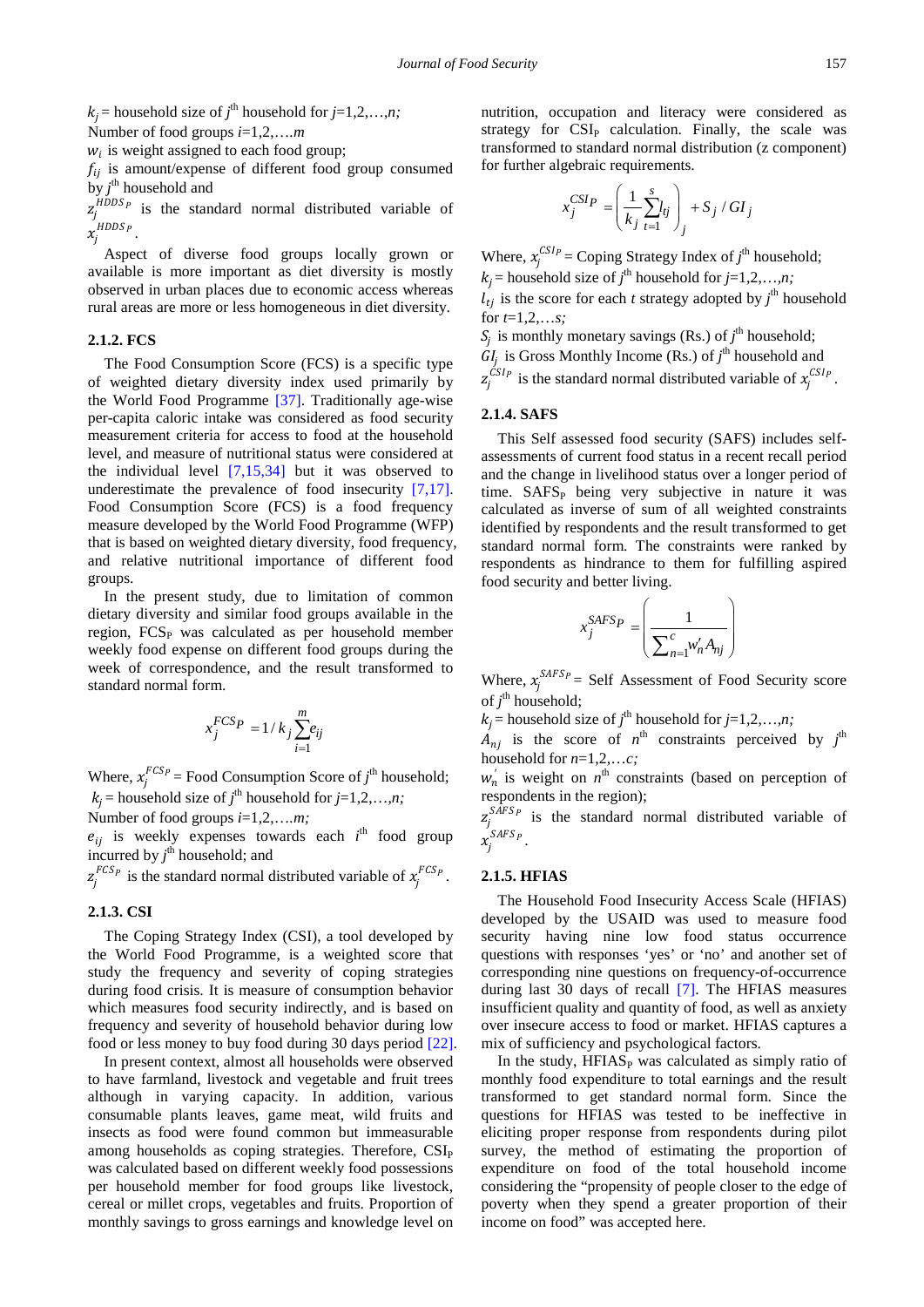$k_j$ = household size of $j^{th}$ household for $j$=1,2,…,$n$;

Number of food groups $i$=1,2,….$m$

$w_i$ is weight assigned to each food group;

$f_{ij}$ is amount/expense of different food group consumed by $j^{th}$ household and

$z_j^{HDDS_P}$ is the standard normal distributed variable of $x_j^{HDDS_P}$.

Aspect of diverse food groups locally grown or available is more important as diet diversity is mostly observed in urban places due to economic access whereas rural areas are more or less homogeneous in diet diversity.

### 2.1.2. FCS

The Food Consumption Score (FCS) is a specific type of weighted dietary diversity index used primarily by the World Food Programme [37]. Traditionally age-wise per-capita caloric intake was considered as food security measurement criteria for access to food at the household level, and measure of nutritional status were considered at the individual level [7,15,34] but it was observed to underestimate the prevalence of food insecurity [7,17]. Food Consumption Score (FCS) is a food frequency measure developed by the World Food Programme (WFP) that is based on weighted dietary diversity, food frequency, and relative nutritional importance of different food groups.

In the present study, due to limitation of common dietary diversity and similar food groups available in the region, $FCS_P$ was calculated as per household member weekly food expense on different food groups during the week of correspondence, and the result transformed to standard normal form.

$$x_j^{FCS_P} = 1/k_j \sum_{i=1}^{m} e_{ij}$$

Where, $x_j^{FCS_P}$ = Food Consumption Score of $j^{th}$ household;

$k_j$ = household size of $j^{th}$ household for $j$=1,2,…,$n$;

Number of food groups $i$=1,2,….$m$;

$e_{ij}$ is weekly expenses towards each $i^{th}$ food group incurred by $j^{th}$ household; and

$z_j^{FCS_P}$ is the standard normal distributed variable of $x_j^{FCS_P}$.

### 2.1.3. CSI

The Coping Strategy Index (CSI), a tool developed by the World Food Programme, is a weighted score that study the frequency and severity of coping strategies during food crisis. It is measure of consumption behavior which measures food security indirectly, and is based on frequency and severity of household behavior during low food or less money to buy food during 30 days period [22].

In present context, almost all households were observed to have farmland, livestock and vegetable and fruit trees although in varying capacity. In addition, various consumable plants leaves, game meat, wild fruits and insects as food were found common but immeasurable among households as coping strategies. Therefore, $CSI_P$ was calculated based on different weekly food possessions per household member for food groups like livestock, cereal or millet crops, vegetables and fruits. Proportion of monthly savings to gross earnings and knowledge level on nutrition, occupation and literacy were considered as strategy for $CSI_P$ calculation. Finally, the scale was transformed to standard normal distribution (z component) for further algebraic requirements.

$$x_j^{CSI_P} = \left( \frac{1}{k_j} \sum_{t=1}^{s} l_{tj} \right)_j + S_j / GI_j$$

Where, $x_j^{CSI_P}$ = Coping Strategy Index of $j^{th}$ household;

$k_j$ = household size of $j^{th}$ household for $j$=1,2,…,$n$;

$l_{tj}$ is the score for each $t$ strategy adopted by $j^{th}$ household for $t$=1,2,…$s$;

$S_j$ is monthly monetary savings (Rs.) of $j^{th}$ household;

$GI_j$ is Gross Monthly Income (Rs.) of $j^{th}$ household and

$z_j^{CSI_P}$ is the standard normal distributed variable of $x_j^{CSI_P}$.

### 2.1.4. SAFS

This Self assessed food security (SAFS) includes self-assessments of current food status in a recent recall period and the change in livelihood status over a longer period of time. $SAFS_P$ being very subjective in nature it was calculated as inverse of sum of all weighted constraints identified by respondents and the result transformed to get standard normal form. The constraints were ranked by respondents as hindrance to them for fulfilling aspired food security and better living.

$$x_j^{SAFS_P} = \left( \frac{1}{\sum_{n=1}^{c} w_n' A_{nj}} \right)$$

Where, $x_j^{SAFS_P}$ = Self Assessment of Food Security score of $j^{th}$ household;

$k_j$ = household size of $j^{th}$ household for $j$=1,2,…,$n$;

$A_{nj}$ is the score of $n^{th}$ constraints perceived by $j^{th}$ household for $n$=1,2,…$c$;

$w_n'$ is weight on $n^{th}$ constraints (based on perception of respondents in the region);

$z_j^{SAFS_P}$ is the standard normal distributed variable of $x_j^{SAFS_P}$.

### 2.1.5. HFIAS

The Household Food Insecurity Access Scale (HFIAS) developed by the USAID was used to measure food security having nine low food status occurrence questions with responses 'yes' or 'no' and another set of corresponding nine questions on frequency-of-occurrence during last 30 days of recall [7]. The HFIAS measures insufficient quality and quantity of food, as well as anxiety over insecure access to food or market. HFIAS captures a mix of sufficiency and psychological factors.

In the study, $HFIAS_P$ was calculated as simply ratio of monthly food expenditure to total earnings and the result transformed to get standard normal form. Since the questions for HFIAS was tested to be ineffective in eliciting proper response from respondents during pilot survey, the method of estimating the proportion of expenditure on food of the total household income considering the "propensity of people closer to the edge of poverty when they spend a greater proportion of their income on food" was accepted here.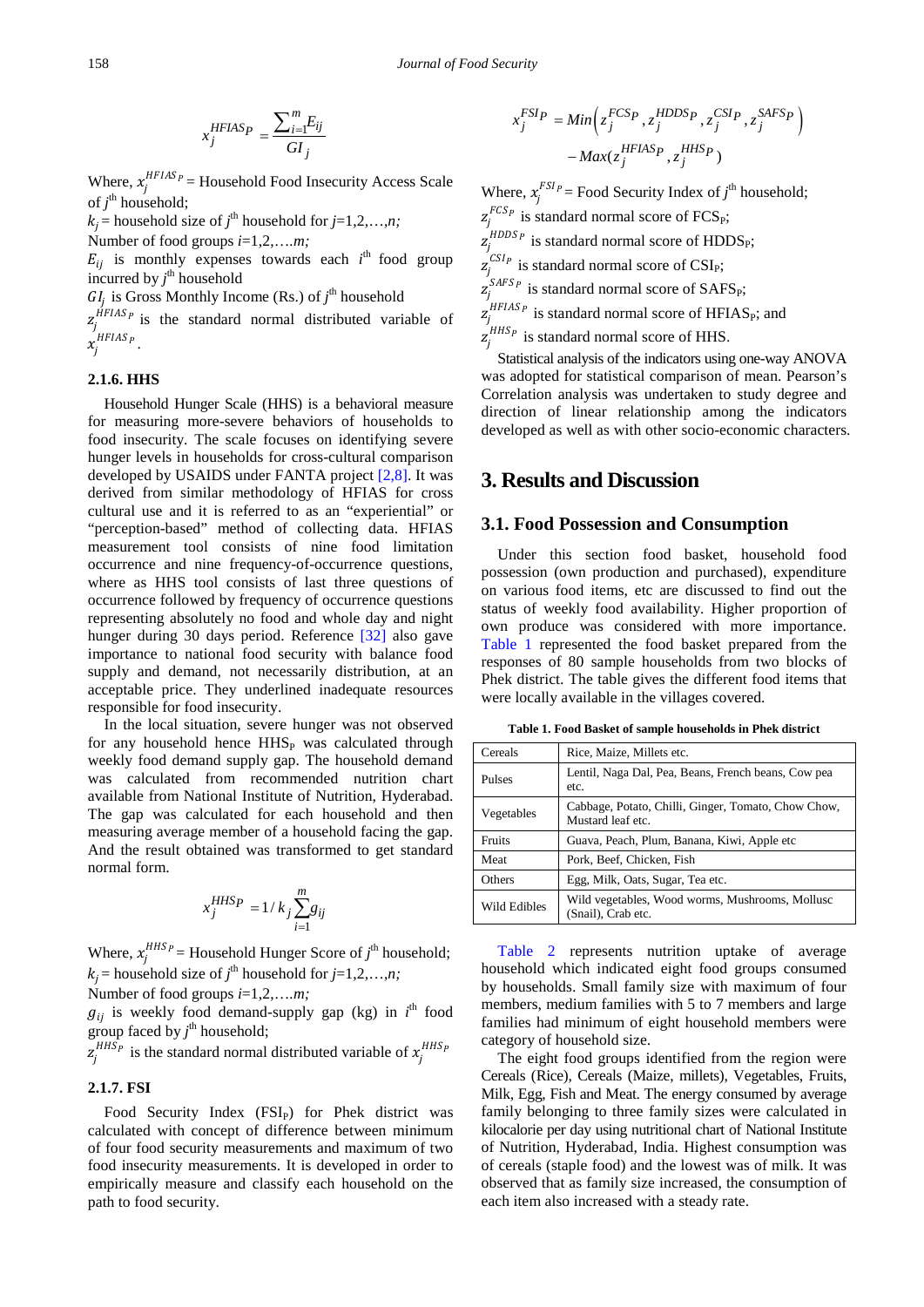$$x_j^{HFIAS_P} = \frac{\sum_{i=1}^{m} E_{ij}}{GI_j}$$

Where, $x_j^{HFIAS_P}$ = Household Food Insecurity Access Scale of $j^{th}$ household;

$k_j$ = household size of $j^{th}$ household for $j$=1,2,…,$n$;

Number of food groups $i$=1,2,….$m$;

$E_{ij}$ is monthly expenses towards each $i^{th}$ food group incurred by $j^{th}$ household

$GI_j$ is Gross Monthly Income (Rs.) of $j^{th}$ household

$z_j^{HFIAS_P}$ is the standard normal distributed variable of $x_j^{HFIAS_P}$.

### 2.1.6. HHS

Household Hunger Scale (HHS) is a behavioral measure for measuring more-severe behaviors of households to food insecurity. The scale focuses on identifying severe hunger levels in households for cross-cultural comparison developed by USAIDS under FANTA project [2,8]. It was derived from similar methodology of HFIAS for cross cultural use and it is referred to as an "experiential" or "perception-based" method of collecting data. HFIAS measurement tool consists of nine food limitation occurrence and nine frequency-of-occurrence questions, where as HHS tool consists of last three questions of occurrence followed by frequency of occurrence questions representing absolutely no food and whole day and night hunger during 30 days period. Reference [32] also gave importance to national food security with balance food supply and demand, not necessarily distribution, at an acceptable price. They underlined inadequate resources responsible for food insecurity.

In the local situation, severe hunger was not observed for any household hence $HHS_P$ was calculated through weekly food demand supply gap. The household demand was calculated from recommended nutrition chart available from National Institute of Nutrition, Hyderabad. The gap was calculated for each household and then measuring average member of a household facing the gap. And the result obtained was transformed to get standard normal form.

$$x_j^{HHSP} = 1/k_j \sum_{i=1}^{m} g_{ij}$$

Where, $x_j^{HHS_P}$ = Household Hunger Score of $j^{th}$ household;

$k_j$ = household size of $j^{th}$ household for $j$=1,2,…,$n$;

Number of food groups $i$=1,2,….$m$;

$g_{ij}$ is weekly food demand-supply gap (kg) in $i^{th}$ food group faced by $j^{th}$ household;

$z_j^{HHS_P}$ is the standard normal distributed variable of $x_j^{HHS_P}$

### 2.1.7. FSI

Food Security Index ($FSI_P$) for Phek district was calculated with concept of difference between minimum of four food security measurements and maximum of two food insecurity measurements. It is developed in order to empirically measure and classify each household on the path to food security.

$$x_j^{FSIP} = Min\left(z_j^{FCSP}, z_j^{HDDSP}, z_j^{CSIP}, z_j^{SAFSP}\right) - Max(z_j^{HFIASP}, z_j^{HHSP})$$

Where, $x_j^{FSI_P}$ = Food Security Index of $j^{th}$ household;

$z_j^{FCS_P}$ is standard normal score of $FCS_P$;

$z_j^{HDDS_P}$ is standard normal score of $HDDS_P$;

$z_j^{CSI_P}$ is standard normal score of $CSI_P$;

$z_j^{SAFS_P}$ is standard normal score of $SAFS_P$;

$z_j^{HFIAS_P}$ is standard normal score of $HFIAS_P$; and

$z_j^{HHS_P}$ is standard normal score of HHS.

Statistical analysis of the indicators using one-way ANOVA was adopted for statistical comparison of mean. Pearson's Correlation analysis was undertaken to study degree and direction of linear relationship among the indicators developed as well as with other socio-economic characters.

## 3. Results and Discussion

### 3.1. Food Possession and Consumption

Under this section food basket, household food possession (own production and purchased), expenditure on various food items, etc are discussed to find out the status of weekly food availability. Higher proportion of own produce was considered with more importance. Table 1 represented the food basket prepared from the responses of 80 sample households from two blocks of Phek district. The table gives the different food items that were locally available in the villages covered.

**Table 1. Food Basket of sample households in Phek district**

| | |
|---|---|
| Cereals | Rice, Maize, Millets etc. |
| Pulses | Lentil, Naga Dal, Pea, Beans, French beans, Cow pea etc. |
| Vegetables | Cabbage, Potato, Chilli, Ginger, Tomato, Chow Chow, Mustard leaf etc. |
| Fruits | Guava, Peach, Plum, Banana, Kiwi, Apple etc |
| Meat | Pork, Beef, Chicken, Fish |
| Others | Egg, Milk, Oats, Sugar, Tea etc. |
| Wild Edibles | Wild vegetables, Wood worms, Mushrooms, Mollusc (Snail), Crab etc. |

Table 2 represents nutrition uptake of average household which indicated eight food groups consumed by households. Small family size with maximum of four members, medium families with 5 to 7 members and large families had minimum of eight household members were category of household size.

The eight food groups identified from the region were Cereals (Rice), Cereals (Maize, millets), Vegetables, Fruits, Milk, Egg, Fish and Meat. The energy consumed by average family belonging to three family sizes were calculated in kilocalorie per day using nutritional chart of National Institute of Nutrition, Hyderabad, India. Highest consumption was of cereals (staple food) and the lowest was of milk. It was observed that as family size increased, the consumption of each item also increased with a steady rate.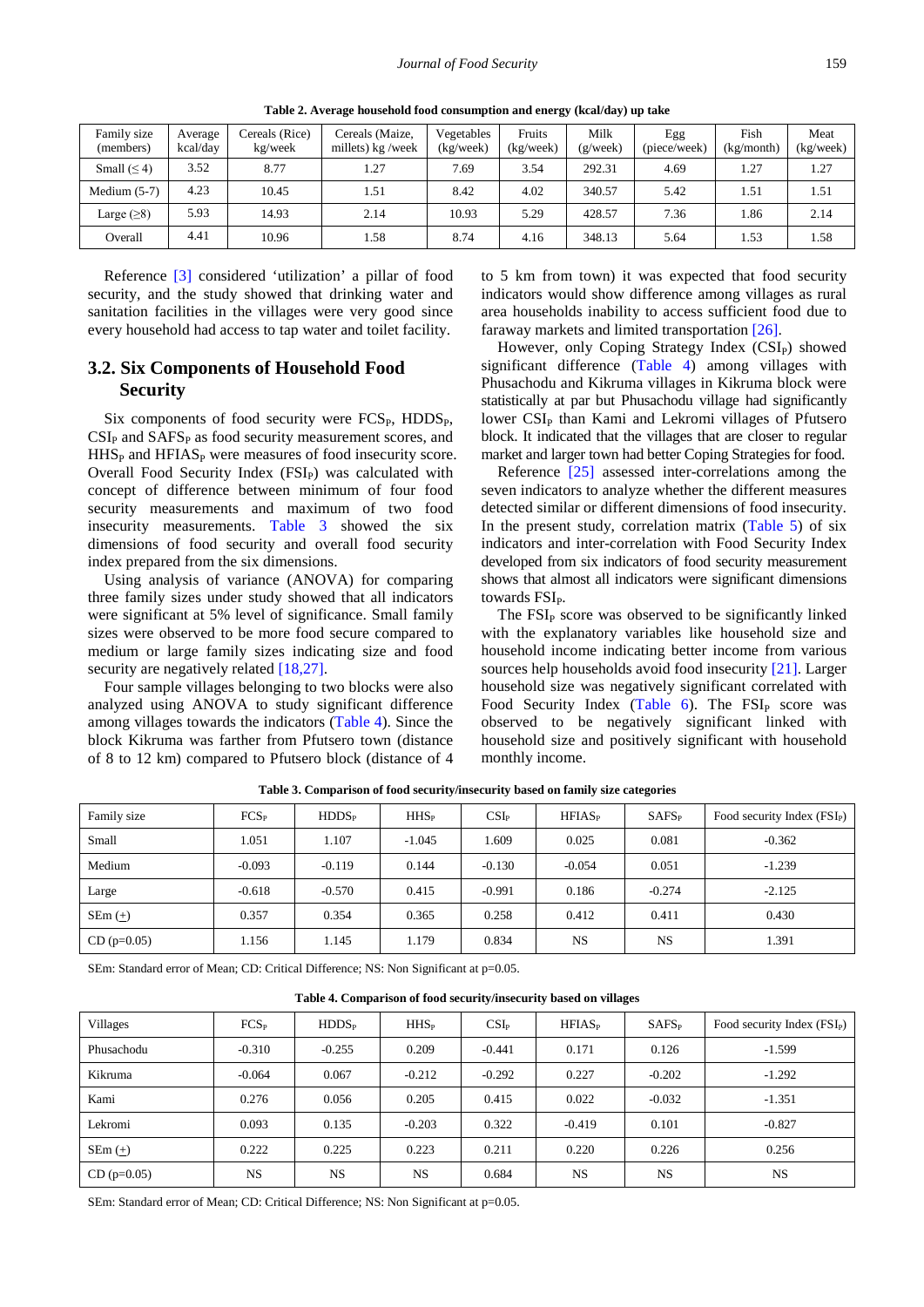Table 2. Average household food consumption and energy (kcal/day) up take

| Family size (members) | Average kcal/day | Cereals (Rice) kg/week | Cereals (Maize, millets) kg /week | Vegetables (kg/week) | Fruits (kg/week) | Milk (g/week) | Egg (piece/week) | Fish (kg/month) | Meat (kg/week) |
|---|---|---|---|---|---|---|---|---|---|
| Small (≤ 4) | 3.52 | 8.77 | 1.27 | 7.69 | 3.54 | 292.31 | 4.69 | 1.27 | 1.27 |
| Medium (5-7) | 4.23 | 10.45 | 1.51 | 8.42 | 4.02 | 340.57 | 5.42 | 1.51 | 1.51 |
| Large (≥8) | 5.93 | 14.93 | 2.14 | 10.93 | 5.29 | 428.57 | 7.36 | 1.86 | 2.14 |
| Overall | 4.41 | 10.96 | 1.58 | 8.74 | 4.16 | 348.13 | 5.64 | 1.53 | 1.58 |

Reference [3] considered 'utilization' a pillar of food security, and the study showed that drinking water and sanitation facilities in the villages were very good since every household had access to tap water and toilet facility.

## 3.2. Six Components of Household Food Security

Six components of food security were $FCS_P$, $HDDS_P$, $CSI_P$ and $SAFS_P$ as food security measurement scores, and $HHS_P$ and $HFIAS_P$ were measures of food insecurity score. Overall Food Security Index ($FSI_P$) was calculated with concept of difference between minimum of four food security measurements and maximum of two food insecurity measurements. Table 3 showed the six dimensions of food security and overall food security index prepared from the six dimensions.

Using analysis of variance (ANOVA) for comparing three family sizes under study showed that all indicators were significant at 5% level of significance. Small family sizes were observed to be more food secure compared to medium or large family sizes indicating size and food security are negatively related [18,27].

Four sample villages belonging to two blocks were also analyzed using ANOVA to study significant difference among villages towards the indicators (Table 4). Since the block Kikruma was farther from Pfutsero town (distance of 8 to 12 km) compared to Pfutsero block (distance of 4 to 5 km from town) it was expected that food security indicators would show difference among villages as rural area households inability to access sufficient food due to faraway markets and limited transportation [26].

However, only Coping Strategy Index ($CSI_P$) showed significant difference (Table 4) among villages with Phusachodu and Kikruma villages in Kikruma block were statistically at par but Phusachodu village had significantly lower $CSI_P$ than Kami and Lekromi villages of Pfutsero block. It indicated that the villages that are closer to regular market and larger town had better Coping Strategies for food.

Reference [25] assessed inter-correlations among the seven indicators to analyze whether the different measures detected similar or different dimensions of food insecurity. In the present study, correlation matrix (Table 5) of six indicators and inter-correlation with Food Security Index developed from six indicators of food security measurement shows that almost all indicators were significant dimensions towards $FSI_P$.

The $FSI_P$ score was observed to be significantly linked with the explanatory variables like household size and household income indicating better income from various sources help households avoid food insecurity [21]. Larger household size was negatively significant correlated with Food Security Index (Table 6). The $FSI_P$ score was observed to be negatively significant linked with household size and positively significant with household monthly income.

Table 3. Comparison of food security/insecurity based on family size categories

| Family size | $FCS_P$ | $HDDS_P$ | $HHS_P$ | $CSI_P$ | $HFIAS_P$ | $SAFS_P$ | Food security Index ($FSI_P$) |
|---|---|---|---|---|---|---|---|
| Small | 1.051 | 1.107 | -1.045 | 1.609 | 0.025 | 0.081 | -0.362 |
| Medium | -0.093 | -0.119 | 0.144 | -0.130 | -0.054 | 0.051 | -1.239 |
| Large | -0.618 | -0.570 | 0.415 | -0.991 | 0.186 | -0.274 | -2.125 |
| SEm (±) | 0.357 | 0.354 | 0.365 | 0.258 | 0.412 | 0.411 | 0.430 |
| CD (p=0.05) | 1.156 | 1.145 | 1.179 | 0.834 | NS | NS | 1.391 |

SEm: Standard error of Mean; CD: Critical Difference; NS: Non Significant at p=0.05.

Table 4. Comparison of food security/insecurity based on villages

| Villages | $FCS_P$ | $HDDS_P$ | $HHS_P$ | $CSI_P$ | $HFIAS_P$ | $SAFS_P$ | Food security Index ($FSI_P$) |
|---|---|---|---|---|---|---|---|
| Phusachodu | -0.310 | -0.255 | 0.209 | -0.441 | 0.171 | 0.126 | -1.599 |
| Kikruma | -0.064 | 0.067 | -0.212 | -0.292 | 0.227 | -0.202 | -1.292 |
| Kami | 0.276 | 0.056 | 0.205 | 0.415 | 0.022 | -0.032 | -1.351 |
| Lekromi | 0.093 | 0.135 | -0.203 | 0.322 | -0.419 | 0.101 | -0.827 |
| SEm (±) | 0.222 | 0.225 | 0.223 | 0.211 | 0.220 | 0.226 | 0.256 |
| CD (p=0.05) | NS | NS | NS | 0.684 | NS | NS | NS |

SEm: Standard error of Mean; CD: Critical Difference; NS: Non Significant at p=0.05.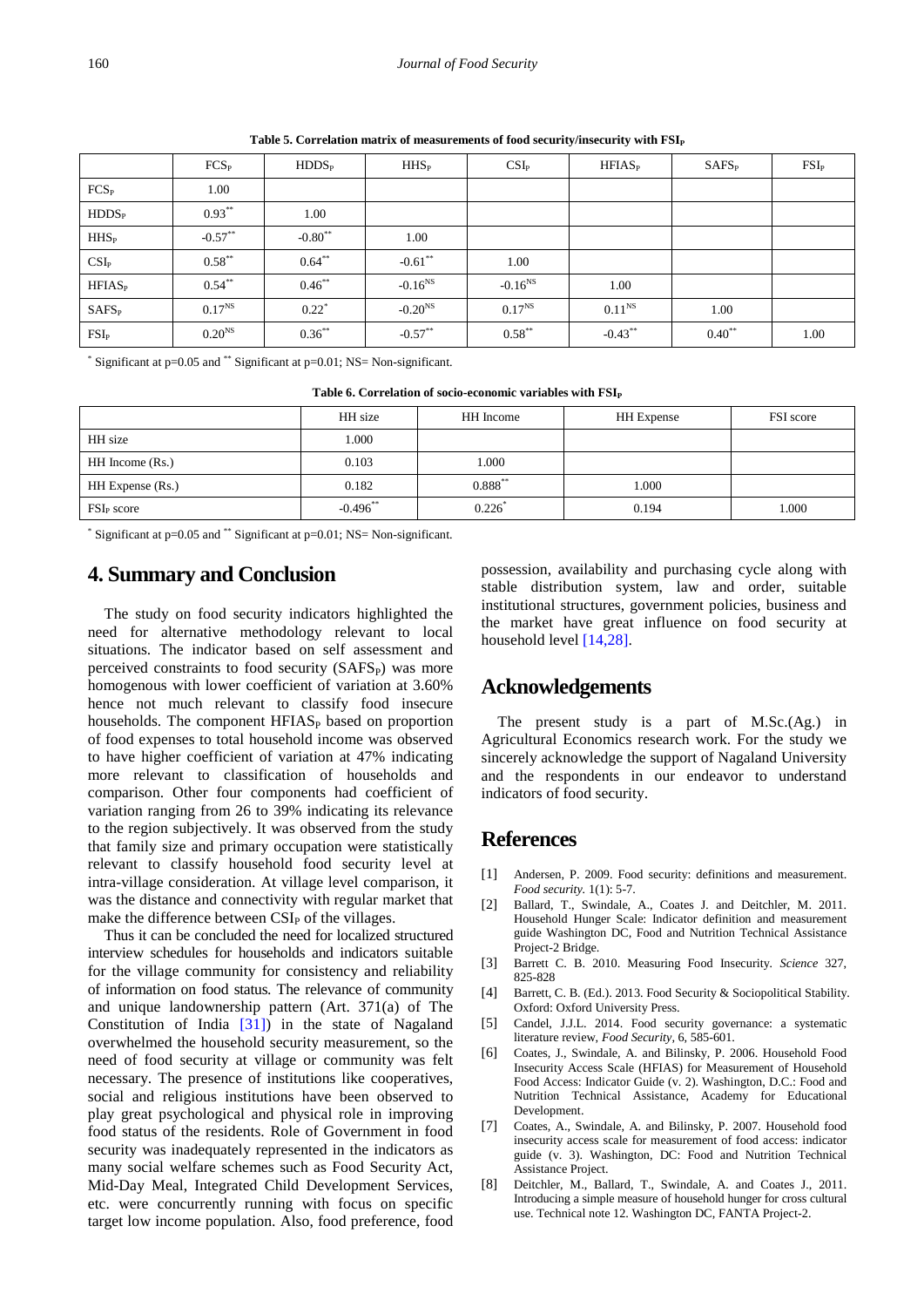**Table 5. Correlation matrix of measurements of food security/insecurity with $FSI_P$**

| | $FCS_P$ | $HDDS_P$ | $HHS_P$ | $CSI_P$ | $HFIAS_P$ | $SAFS_P$ | $FSI_P$ |
|---|---|---|---|---|---|---|---|
| $FCS_P$ | 1.00 | | | | | | |
| $HDDS_P$ | $0.93^{**}$ | 1.00 | | | | | |
| $HHS_P$ | $-0.57^{**}$ | $-0.80^{**}$ | 1.00 | | | | |
| $CSI_P$ | $0.58^{**}$ | $0.64^{**}$ | $-0.61^{**}$ | 1.00 | | | |
| $HFIAS_P$ | $0.54^{**}$ | $0.46^{**}$ | $-0.16^{NS}$ | $-0.16^{NS}$ | 1.00 | | |
| $SAFS_P$ | $0.17^{NS}$ | $0.22^{*}$ | $-0.20^{NS}$ | $0.17^{NS}$ | $0.11^{NS}$ | 1.00 | |
| $FSI_P$ | $0.20^{NS}$ | $0.36^{**}$ | $-0.57^{**}$ | $0.58^{**}$ | $-0.43^{**}$ | $0.40^{**}$ | 1.00 |

$^{*}$ Significant at p=0.05 and $^{**}$ Significant at p=0.01; NS= Non-significant.

**Table 6. Correlation of socio-economic variables with $FSI_P$**

| | HH size | HH Income | HH Expense | FSI score |
|---|---|---|---|---|
| HH size | 1.000 | | | |
| HH Income (Rs.) | 0.103 | 1.000 | | |
| HH Expense (Rs.) | 0.182 | $0.888^{**}$ | 1.000 | |
| $FSI_P$ score | $-0.496^{**}$ | $0.226^{*}$ | 0.194 | 1.000 |

$^{*}$ Significant at p=0.05 and $^{**}$ Significant at p=0.01; NS= Non-significant.

## 4. Summary and Conclusion

The study on food security indicators highlighted the need for alternative methodology relevant to local situations. The indicator based on self assessment and perceived constraints to food security ($SAFS_P$) was more homogenous with lower coefficient of variation at 3.60% hence not much relevant to classify food insecure households. The component $HFIAS_P$ based on proportion of food expenses to total household income was observed to have higher coefficient of variation at 47% indicating more relevant to classification of households and comparison. Other four components had coefficient of variation ranging from 26 to 39% indicating its relevance to the region subjectively. It was observed from the study that family size and primary occupation were statistically relevant to classify household food security level at intra-village consideration. At village level comparison, it was the distance and connectivity with regular market that make the difference between $CSI_P$ of the villages.

Thus it can be concluded the need for localized structured interview schedules for households and indicators suitable for the village community for consistency and reliability of information on food status. The relevance of community and unique landownership pattern (Art. 371(a) of The Constitution of India [31]) in the state of Nagaland overwhelmed the household security measurement, so the need of food security at village or community was felt necessary. The presence of institutions like cooperatives, social and religious institutions have been observed to play great psychological and physical role in improving food status of the residents. Role of Government in food security was inadequately represented in the indicators as many social welfare schemes such as Food Security Act, Mid-Day Meal, Integrated Child Development Services, etc. were concurrently running with focus on specific target low income population. Also, food preference, food possession, availability and purchasing cycle along with stable distribution system, law and order, suitable institutional structures, government policies, business and the market have great influence on food security at household level [14,28].

## Acknowledgements

The present study is a part of M.Sc.(Ag.) in Agricultural Economics research work. For the study we sincerely acknowledge the support of Nagaland University and the respondents in our endeavor to understand indicators of food security.

## References

[1] Andersen, P. 2009. Food security: definitions and measurement. *Food security*. 1(1): 5-7.

[2] Ballard, T., Swindale, A., Coates J. and Deitchler, M. 2011. Household Hunger Scale: Indicator definition and measurement guide Washington DC, Food and Nutrition Technical Assistance Project-2 Bridge.

[3] Barrett C. B. 2010. Measuring Food Insecurity. *Science* 327, 825-828

[4] Barrett, C. B. (Ed.). 2013. Food Security & Sociopolitical Stability. Oxford: Oxford University Press.

[5] Candel, J.J.L. 2014. Food security governance: a systematic literature review, *Food Security*, 6, 585-601.

[6] Coates, J., Swindale, A. and Bilinsky, P. 2006. Household Food Insecurity Access Scale (HFIAS) for Measurement of Household Food Access: Indicator Guide (v. 2). Washington, D.C.: Food and Nutrition Technical Assistance, Academy for Educational Development.

[7] Coates, A., Swindale, A. and Bilinsky, P. 2007. Household food insecurity access scale for measurement of food access: indicator guide (v. 3). Washington, DC: Food and Nutrition Technical Assistance Project.

[8] Deitchler, M., Ballard, T., Swindale, A. and Coates J., 2011. Introducing a simple measure of household hunger for cross cultural use. Technical note 12. Washington DC, FANTA Project-2.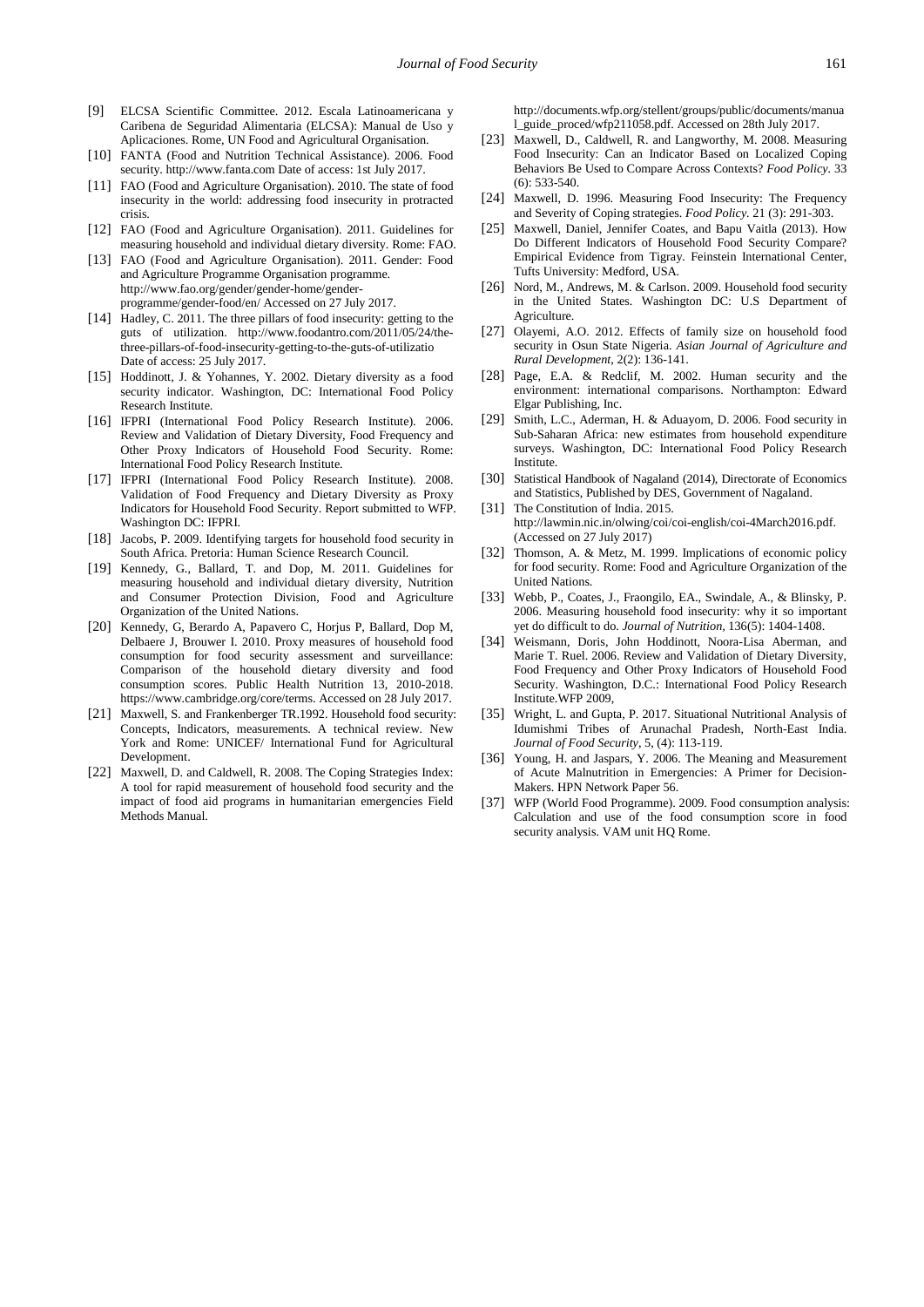[9] ELCSA Scientific Committee. 2012. Escala Latinoamericana y Caribena de Seguridad Alimentaria (ELCSA): Manual de Uso y Aplicaciones. Rome, UN Food and Agricultural Organisation.

[10] FANTA (Food and Nutrition Technical Assistance). 2006. Food security. http://www.fanta.com Date of access: 1st July 2017.

[11] FAO (Food and Agriculture Organisation). 2010. The state of food insecurity in the world: addressing food insecurity in protracted crisis.

[12] FAO (Food and Agriculture Organisation). 2011. Guidelines for measuring household and individual dietary diversity. Rome: FAO.

[13] FAO (Food and Agriculture Organisation). 2011. Gender: Food and Agriculture Programme Organisation programme. http://www.fao.org/gender/gender-home/gender-programme/gender-food/en/ Accessed on 27 July 2017.

[14] Hadley, C. 2011. The three pillars of food insecurity: getting to the guts of utilization. http://www.foodantro.com/2011/05/24/the-three-pillars-of-food-insecurity-getting-to-the-guts-of-utilizatio Date of access: 25 July 2017.

[15] Hoddinott, J. & Yohannes, Y. 2002. Dietary diversity as a food security indicator. Washington, DC: International Food Policy Research Institute.

[16] IFPRI (International Food Policy Research Institute). 2006. Review and Validation of Dietary Diversity, Food Frequency and Other Proxy Indicators of Household Food Security. Rome: International Food Policy Research Institute.

[17] IFPRI (International Food Policy Research Institute). 2008. Validation of Food Frequency and Dietary Diversity as Proxy Indicators for Household Food Security. Report submitted to WFP. Washington DC: IFPRI.

[18] Jacobs, P. 2009. Identifying targets for household food security in South Africa. Pretoria: Human Science Research Council.

[19] Kennedy, G., Ballard, T. and Dop, M. 2011. Guidelines for measuring household and individual dietary diversity, Nutrition and Consumer Protection Division, Food and Agriculture Organization of the United Nations.

[20] Kennedy, G, Berardo A, Papavero C, Horjus P, Ballard, Dop M, Delbaere J, Brouwer I. 2010. Proxy measures of household food consumption for food security assessment and surveillance: Comparison of the household dietary diversity and food consumption scores. Public Health Nutrition 13, 2010-2018. https://www.cambridge.org/core/terms. Accessed on 28 July 2017.

[21] Maxwell, S. and Frankenberger TR.1992. Household food security: Concepts, Indicators, measurements. A technical review. New York and Rome: UNICEF/ International Fund for Agricultural Development.

[22] Maxwell, D. and Caldwell, R. 2008. The Coping Strategies Index: A tool for rapid measurement of household food security and the impact of food aid programs in humanitarian emergencies Field Methods Manual. http://documents.wfp.org/stellent/groups/public/documents/manual_guide_proced/wfp211058.pdf. Accessed on 28th July 2017.

[23] Maxwell, D., Caldwell, R. and Langworthy, M. 2008. Measuring Food Insecurity: Can an Indicator Based on Localized Coping Behaviors Be Used to Compare Across Contexts? *Food Policy*. 33 (6): 533-540.

[24] Maxwell, D. 1996. Measuring Food Insecurity: The Frequency and Severity of Coping strategies. *Food Policy*. 21 (3): 291-303.

[25] Maxwell, Daniel, Jennifer Coates, and Bapu Vaitla (2013). How Do Different Indicators of Household Food Security Compare? Empirical Evidence from Tigray. Feinstein International Center, Tufts University: Medford, USA.

[26] Nord, M., Andrews, M. & Carlson. 2009. Household food security in the United States. Washington DC: U.S Department of Agriculture.

[27] Olayemi, A.O. 2012. Effects of family size on household food security in Osun State Nigeria. *Asian Journal of Agriculture and Rural Development*, 2(2): 136-141.

[28] Page, E.A. & Redclif, M. 2002. Human security and the environment: international comparisons. Northampton: Edward Elgar Publishing, Inc.

[29] Smith, L.C., Aderman, H. & Aduayom, D. 2006. Food security in Sub-Saharan Africa: new estimates from household expenditure surveys. Washington, DC: International Food Policy Research Institute.

[30] Statistical Handbook of Nagaland (2014), Directorate of Economics and Statistics, Published by DES, Government of Nagaland.

[31] The Constitution of India. 2015. http://lawmin.nic.in/olwing/coi/coi-english/coi-4March2016.pdf. (Accessed on 27 July 2017)

[32] Thomson, A. & Metz, M. 1999. Implications of economic policy for food security. Rome: Food and Agriculture Organization of the United Nations.

[33] Webb, P., Coates, J., Fraongilo, EA., Swindale, A., & Blinsky, P. 2006. Measuring household food insecurity: why it so important yet do difficult to do. *Journal of Nutrition*, 136(5): 1404-1408.

[34] Weismann, Doris, John Hoddinott, Noora-Lisa Aberman, and Marie T. Ruel. 2006. Review and Validation of Dietary Diversity, Food Frequency and Other Proxy Indicators of Household Food Security. Washington, D.C.: International Food Policy Research Institute.WFP 2009,

[35] Wright, L. and Gupta, P. 2017. Situational Nutritional Analysis of Idumishmi Tribes of Arunachal Pradesh, North-East India. *Journal of Food Security*, 5, (4): 113-119.

[36] Young, H. and Jaspars, Y. 2006. The Meaning and Measurement of Acute Malnutrition in Emergencies: A Primer for Decision-Makers. HPN Network Paper 56.

[37] WFP (World Food Programme). 2009. Food consumption analysis: Calculation and use of the food consumption score in food security analysis. VAM unit HQ Rome.